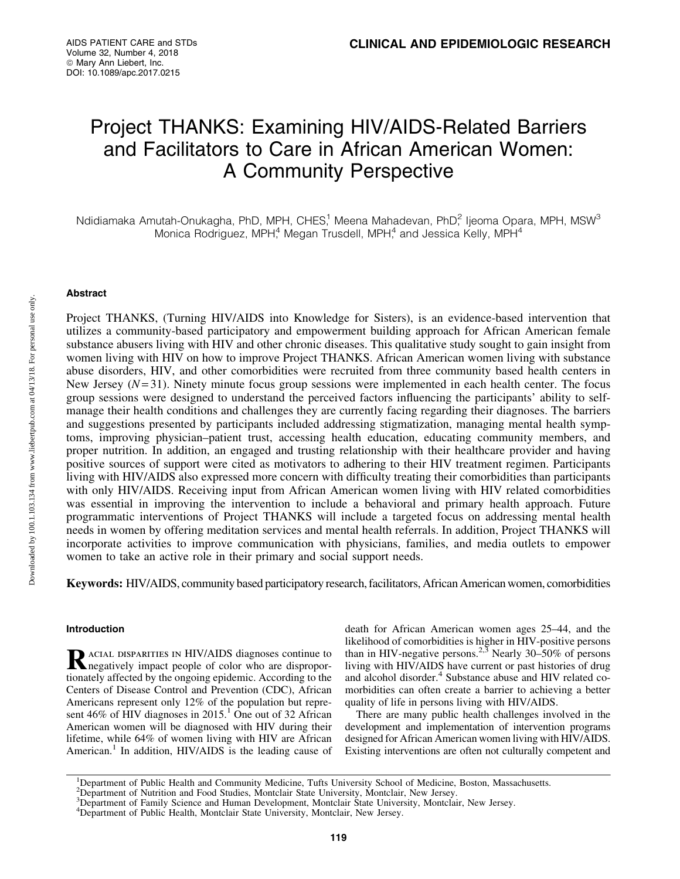# Project THANKS: Examining HIV/AIDS-Related Barriers and Facilitators to Care in African American Women: A Community Perspective

Ndidiamaka Amutah-Onukagha, PhD, MPH, CHES,[1] Meena Mahadevan, PhD,[2] Ijeoma Opara, MPH, MSW[3] Monica Rodriguez, MPH,[4] Megan Trusdell, MPH,[4] and Jessica Kelly, MPH[4]

## Abstract

Project THANKS, (Turning HIV/AIDS into Knowledge for Sisters), is an evidence-based intervention that utilizes a community-based participatory and empowerment building approach for African American female substance abusers living with HIV and other chronic diseases. This qualitative study sought to gain insight from women living with HIV on how to improve Project THANKS. African American women living with substance abuse disorders, HIV, and other comorbidities were recruited from three community based health centers in New Jersey ($N=31$). Ninety minute focus group sessions were implemented in each health center. The focus group sessions were designed to understand the perceived factors influencing the participants' ability to self-manage their health conditions and challenges they are currently facing regarding their diagnoses. The barriers and suggestions presented by participants included addressing stigmatization, managing mental health symptoms, improving physician–patient trust, accessing health education, educating community members, and proper nutrition. In addition, an engaged and trusting relationship with their healthcare provider and having positive sources of support were cited as motivators to adhering to their HIV treatment regimen. Participants living with HIV/AIDS also expressed more concern with difficulty treating their comorbidities than participants with only HIV/AIDS. Receiving input from African American women living with HIV related comorbidities was essential in improving the intervention to include a behavioral and primary health approach. Future programmatic interventions of Project THANKS will include a targeted focus on addressing mental health needs in women by offering meditation services and mental health referrals. In addition, Project THANKS will incorporate activities to improve communication with physicians, families, and media outlets to empower women to take an active role in their primary and social support needs.

**Keywords:** HIV/AIDS, community based participatory research, facilitators, African American women, comorbidities

## Introduction

Racial disparities in HIV/AIDS diagnoses continue to negatively impact people of color who are disproportionately affected by the ongoing epidemic. According to the Centers of Disease Control and Prevention (CDC), African Americans represent only 12% of the population but represent 46% of HIV diagnoses in 2015.[1] One out of 32 African American women will be diagnosed with HIV during their lifetime, while 64% of women living with HIV are African American.[1] In addition, HIV/AIDS is the leading cause of death for African American women ages 25–44, and the likelihood of comorbidities is higher in HIV-positive persons than in HIV-negative persons.[2,3] Nearly 30–50% of persons living with HIV/AIDS have current or past histories of drug and alcohol disorder.[4] Substance abuse and HIV related comorbidities can often create a barrier to achieving a better quality of life in persons living with HIV/AIDS.

There are many public health challenges involved in the development and implementation of intervention programs designed for African American women living with HIV/AIDS. Existing interventions are often not culturally competent and

[1]Department of Public Health and Community Medicine, Tufts University School of Medicine, Boston, Massachusetts.
[2]Department of Nutrition and Food Studies, Montclair State University, Montclair, New Jersey.
[3]Department of Family Science and Human Development, Montclair State University, Montclair, New Jersey.
[4]Department of Public Health, Montclair State University, Montclair, New Jersey.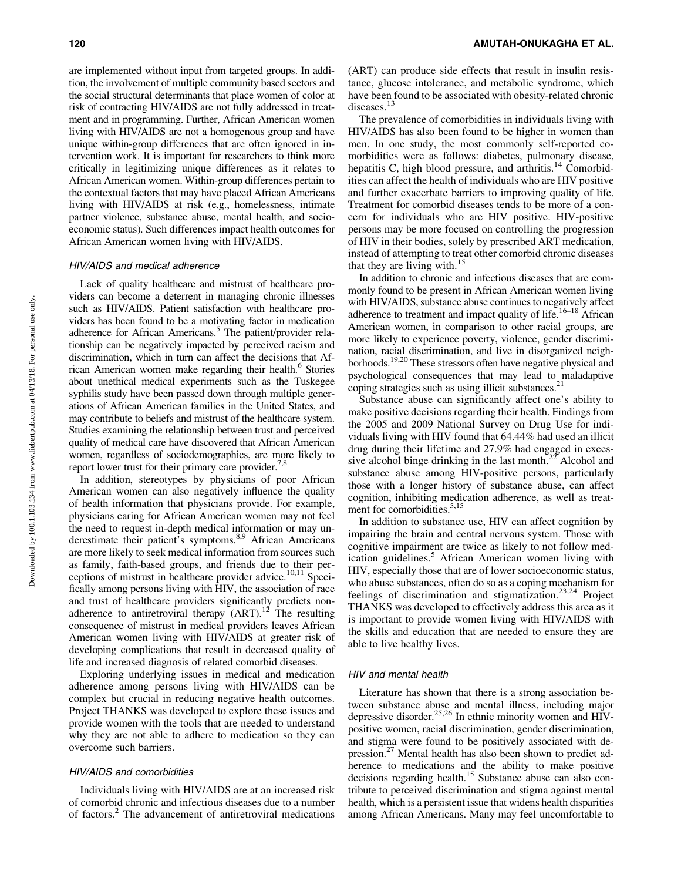are implemented without input from targeted groups. In addition, the involvement of multiple community based sectors and the social structural determinants that place women of color at risk of contracting HIV/AIDS are not fully addressed in treatment and in programming. Further, African American women living with HIV/AIDS are not a homogenous group and have unique within-group differences that are often ignored in intervention work. It is important for researchers to think more critically in legitimizing unique differences as it relates to African American women. Within-group differences pertain to the contextual factors that may have placed African Americans living with HIV/AIDS at risk (e.g., homelessness, intimate partner violence, substance abuse, mental health, and socioeconomic status). Such differences impact health outcomes for African American women living with HIV/AIDS.

### *HIV/AIDS and medical adherence*

Lack of quality healthcare and mistrust of healthcare providers can become a deterrent in managing chronic illnesses such as HIV/AIDS. Patient satisfaction with healthcare providers has been found to be a motivating factor in medication adherence for African Americans.[5] The patient/provider relationship can be negatively impacted by perceived racism and discrimination, which in turn can affect the decisions that African American women make regarding their health.[6] Stories about unethical medical experiments such as the Tuskegee syphilis study have been passed down through multiple generations of African American families in the United States, and may contribute to beliefs and mistrust of the healthcare system. Studies examining the relationship between trust and perceived quality of medical care have discovered that African American women, regardless of sociodemographics, are more likely to report lower trust for their primary care provider.[7,8]

In addition, stereotypes by physicians of poor African American women can also negatively influence the quality of health information that physicians provide. For example, physicians caring for African American women may not feel the need to request in-depth medical information or may underestimate their patient's symptoms.[8,9] African Americans are more likely to seek medical information from sources such as family, faith-based groups, and friends due to their perceptions of mistrust in healthcare provider advice.[10,11] Specifically among persons living with HIV, the association of race and trust of healthcare providers significantly predicts nonadherence to antiretroviral therapy (ART).[12] The resulting consequence of mistrust in medical providers leaves African American women living with HIV/AIDS at greater risk of developing complications that result in decreased quality of life and increased diagnosis of related comorbid diseases.

Exploring underlying issues in medical and medication adherence among persons living with HIV/AIDS can be complex but crucial in reducing negative health outcomes. Project THANKS was developed to explore these issues and provide women with the tools that are needed to understand why they are not able to adhere to medication so they can overcome such barriers.

### *HIV/AIDS and comorbidities*

Individuals living with HIV/AIDS are at an increased risk of comorbid chronic and infectious diseases due to a number of factors.[2] The advancement of antiretroviral medications (ART) can produce side effects that result in insulin resistance, glucose intolerance, and metabolic syndrome, which have been found to be associated with obesity-related chronic diseases.[13]

The prevalence of comorbidities in individuals living with HIV/AIDS has also been found to be higher in women than men. In one study, the most commonly self-reported comorbidities were as follows: diabetes, pulmonary disease, hepatitis C, high blood pressure, and arthritis.[14] Comorbidities can affect the health of individuals who are HIV positive and further exacerbate barriers to improving quality of life. Treatment for comorbid diseases tends to be more of a concern for individuals who are HIV positive. HIV-positive persons may be more focused on controlling the progression of HIV in their bodies, solely by prescribed ART medication, instead of attempting to treat other comorbid chronic diseases that they are living with.[15]

In addition to chronic and infectious diseases that are commonly found to be present in African American women living with HIV/AIDS, substance abuse continues to negatively affect adherence to treatment and impact quality of life.[16–18] African American women, in comparison to other racial groups, are more likely to experience poverty, violence, gender discrimination, racial discrimination, and live in disorganized neighborhoods.[19,20] These stressors often have negative physical and psychological consequences that may lead to maladaptive coping strategies such as using illicit substances.[21]

Substance abuse can significantly affect one's ability to make positive decisions regarding their health. Findings from the 2005 and 2009 National Survey on Drug Use for individuals living with HIV found that 64.44% had used an illicit drug during their lifetime and 27.9% had engaged in excessive alcohol binge drinking in the last month.[22] Alcohol and substance abuse among HIV-positive persons, particularly those with a longer history of substance abuse, can affect cognition, inhibiting medication adherence, as well as treatment for comorbidities.[5,15]

In addition to substance use, HIV can affect cognition by impairing the brain and central nervous system. Those with cognitive impairment are twice as likely to not follow medication guidelines.[5] African American women living with HIV, especially those that are of lower socioeconomic status, who abuse substances, often do so as a coping mechanism for feelings of discrimination and stigmatization.[23,24] Project THANKS was developed to effectively address this area as it is important to provide women living with HIV/AIDS with the skills and education that are needed to ensure they are able to live healthy lives.

### *HIV and mental health*

Literature has shown that there is a strong association between substance abuse and mental illness, including major depressive disorder.[25,26] In ethnic minority women and HIV-positive women, racial discrimination, gender discrimination, and stigma were found to be positively associated with depression.[27] Mental health has also been shown to predict adherence to medications and the ability to make positive decisions regarding health.[15] Substance abuse can also contribute to perceived discrimination and stigma against mental health, which is a persistent issue that widens health disparities among African Americans. Many may feel uncomfortable to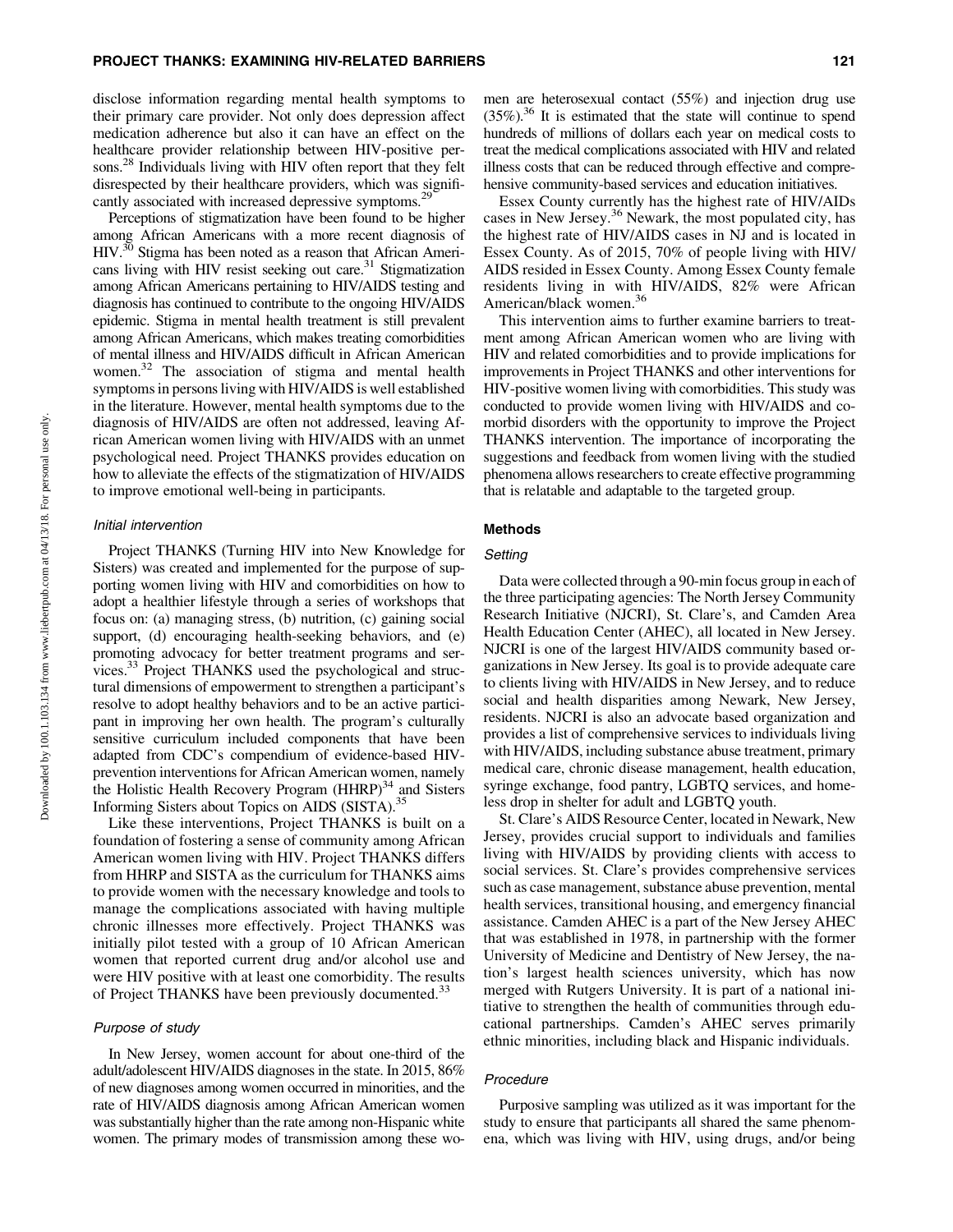disclose information regarding mental health symptoms to their primary care provider. Not only does depression affect medication adherence but also it can have an effect on the healthcare provider relationship between HIV-positive persons.[28] Individuals living with HIV often report that they felt disrespected by their healthcare providers, which was significantly associated with increased depressive symptoms.[29]

Perceptions of stigmatization have been found to be higher among African Americans with a more recent diagnosis of HIV.[30] Stigma has been noted as a reason that African Americans living with HIV resist seeking out care.[31] Stigmatization among African Americans pertaining to HIV/AIDS testing and diagnosis has continued to contribute to the ongoing HIV/AIDS epidemic. Stigma in mental health treatment is still prevalent among African Americans, which makes treating comorbidities of mental illness and HIV/AIDS difficult in African American women.[32] The association of stigma and mental health symptoms in persons living with HIV/AIDS is well established in the literature. However, mental health symptoms due to the diagnosis of HIV/AIDS are often not addressed, leaving African American women living with HIV/AIDS with an unmet psychological need. Project THANKS provides education on how to alleviate the effects of the stigmatization of HIV/AIDS to improve emotional well-being in participants.

### *Initial intervention*

Project THANKS (Turning HIV into New Knowledge for Sisters) was created and implemented for the purpose of supporting women living with HIV and comorbidities on how to adopt a healthier lifestyle through a series of workshops that focus on: (a) managing stress, (b) nutrition, (c) gaining social support, (d) encouraging health-seeking behaviors, and (e) promoting advocacy for better treatment programs and services.[33] Project THANKS used the psychological and structural dimensions of empowerment to strengthen a participant's resolve to adopt healthy behaviors and to be an active participant in improving her own health. The program's culturally sensitive curriculum included components that have been adapted from CDC's compendium of evidence-based HIV-prevention interventions for African American women, namely the Holistic Health Recovery Program (HHRP)[34] and Sisters Informing Sisters about Topics on AIDS (SISTA).[35]

Like these interventions, Project THANKS is built on a foundation of fostering a sense of community among African American women living with HIV. Project THANKS differs from HHRP and SISTA as the curriculum for THANKS aims to provide women with the necessary knowledge and tools to manage the complications associated with having multiple chronic illnesses more effectively. Project THANKS was initially pilot tested with a group of 10 African American women that reported current drug and/or alcohol use and were HIV positive with at least one comorbidity. The results of Project THANKS have been previously documented.[33]

### *Purpose of study*

In New Jersey, women account for about one-third of the adult/adolescent HIV/AIDS diagnoses in the state. In 2015, 86% of new diagnoses among women occurred in minorities, and the rate of HIV/AIDS diagnosis among African American women was substantially higher than the rate among non-Hispanic white women. The primary modes of transmission among these women are heterosexual contact (55%) and injection drug use (35%).[36] It is estimated that the state will continue to spend hundreds of millions of dollars each year on medical costs to treat the medical complications associated with HIV and related illness costs that can be reduced through effective and comprehensive community-based services and education initiatives.

Essex County currently has the highest rate of HIV/AIDs cases in New Jersey.[36] Newark, the most populated city, has the highest rate of HIV/AIDS cases in NJ and is located in Essex County. As of 2015, 70% of people living with HIV/AIDS resided in Essex County. Among Essex County female residents living in with HIV/AIDS, 82% were African American/black women.[36]

This intervention aims to further examine barriers to treatment among African American women who are living with HIV and related comorbidities and to provide implications for improvements in Project THANKS and other interventions for HIV-positive women living with comorbidities. This study was conducted to provide women living with HIV/AIDS and comorbid disorders with the opportunity to improve the Project THANKS intervention. The importance of incorporating the suggestions and feedback from women living with the studied phenomena allows researchers to create effective programming that is relatable and adaptable to the targeted group.

## Methods

### *Setting*

Data were collected through a 90-min focus group in each of the three participating agencies: The North Jersey Community Research Initiative (NJCRI), St. Clare's, and Camden Area Health Education Center (AHEC), all located in New Jersey. NJCRI is one of the largest HIV/AIDS community based organizations in New Jersey. Its goal is to provide adequate care to clients living with HIV/AIDS in New Jersey, and to reduce social and health disparities among Newark, New Jersey, residents. NJCRI is also an advocate based organization and provides a list of comprehensive services to individuals living with HIV/AIDS, including substance abuse treatment, primary medical care, chronic disease management, health education, syringe exchange, food pantry, LGBTQ services, and homeless drop in shelter for adult and LGBTQ youth.

St. Clare's AIDS Resource Center, located in Newark, New Jersey, provides crucial support to individuals and families living with HIV/AIDS by providing clients with access to social services. St. Clare's provides comprehensive services such as case management, substance abuse prevention, mental health services, transitional housing, and emergency financial assistance. Camden AHEC is a part of the New Jersey AHEC that was established in 1978, in partnership with the former University of Medicine and Dentistry of New Jersey, the nation's largest health sciences university, which has now merged with Rutgers University. It is part of a national initiative to strengthen the health of communities through educational partnerships. Camden's AHEC serves primarily ethnic minorities, including black and Hispanic individuals.

### *Procedure*

Purposive sampling was utilized as it was important for the study to ensure that participants all shared the same phenomena, which was living with HIV, using drugs, and/or being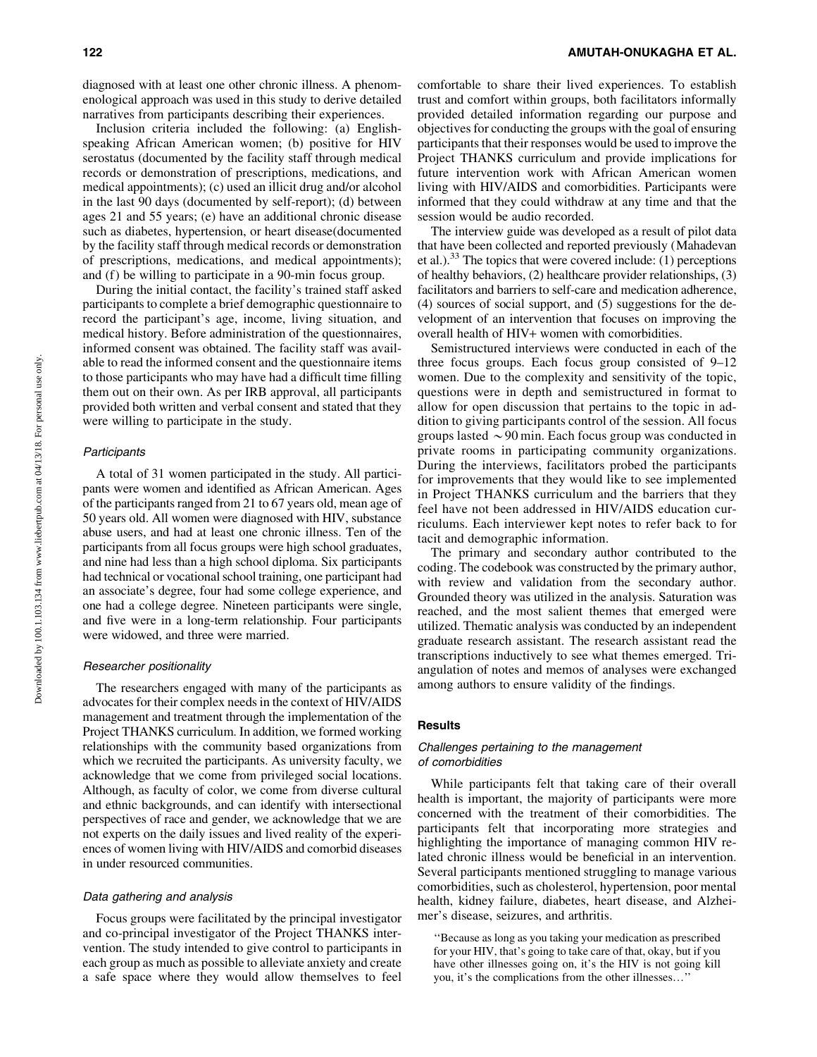diagnosed with at least one other chronic illness. A phenomenological approach was used in this study to derive detailed narratives from participants describing their experiences.

Inclusion criteria included the following: (a) English-speaking African American women; (b) positive for HIV serostatus (documented by the facility staff through medical records or demonstration of prescriptions, medications, and medical appointments); (c) used an illicit drug and/or alcohol in the last 90 days (documented by self-report); (d) between ages 21 and 55 years; (e) have an additional chronic disease such as diabetes, hypertension, or heart disease(documented by the facility staff through medical records or demonstration of prescriptions, medications, and medical appointments); and (f) be willing to participate in a 90-min focus group.

During the initial contact, the facility's trained staff asked participants to complete a brief demographic questionnaire to record the participant's age, income, living situation, and medical history. Before administration of the questionnaires, informed consent was obtained. The facility staff was available to read the informed consent and the questionnaire items to those participants who may have had a difficult time filling them out on their own. As per IRB approval, all participants provided both written and verbal consent and stated that they were willing to participate in the study.

### *Participants*

A total of 31 women participated in the study. All participants were women and identified as African American. Ages of the participants ranged from 21 to 67 years old, mean age of 50 years old. All women were diagnosed with HIV, substance abuse users, and had at least one chronic illness. Ten of the participants from all focus groups were high school graduates, and nine had less than a high school diploma. Six participants had technical or vocational school training, one participant had an associate's degree, four had some college experience, and one had a college degree. Nineteen participants were single, and five were in a long-term relationship. Four participants were widowed, and three were married.

### *Researcher positionality*

The researchers engaged with many of the participants as advocates for their complex needs in the context of HIV/AIDS management and treatment through the implementation of the Project THANKS curriculum. In addition, we formed working relationships with the community based organizations from which we recruited the participants. As university faculty, we acknowledge that we come from privileged social locations. Although, as faculty of color, we come from diverse cultural and ethnic backgrounds, and can identify with intersectional perspectives of race and gender, we acknowledge that we are not experts on the daily issues and lived reality of the experiences of women living with HIV/AIDS and comorbid diseases in under resourced communities.

### *Data gathering and analysis*

Focus groups were facilitated by the principal investigator and co-principal investigator of the Project THANKS intervention. The study intended to give control to participants in each group as much as possible to alleviate anxiety and create a safe space where they would allow themselves to feel comfortable to share their lived experiences. To establish trust and comfort within groups, both facilitators informally provided detailed information regarding our purpose and objectives for conducting the groups with the goal of ensuring participants that their responses would be used to improve the Project THANKS curriculum and provide implications for future intervention work with African American women living with HIV/AIDS and comorbidities. Participants were informed that they could withdraw at any time and that the session would be audio recorded.

The interview guide was developed as a result of pilot data that have been collected and reported previously (Mahadevan et al.).[33] The topics that were covered include: (1) perceptions of healthy behaviors, (2) healthcare provider relationships, (3) facilitators and barriers to self-care and medication adherence, (4) sources of social support, and (5) suggestions for the development of an intervention that focuses on improving the overall health of HIV+ women with comorbidities.

Semistructured interviews were conducted in each of the three focus groups. Each focus group consisted of 9–12 women. Due to the complexity and sensitivity of the topic, questions were in depth and semistructured in format to allow for open discussion that pertains to the topic in addition to giving participants control of the session. All focus groups lasted $\sim$90 min. Each focus group was conducted in private rooms in participating community organizations. During the interviews, facilitators probed the participants for improvements that they would like to see implemented in Project THANKS curriculum and the barriers that they feel have not been addressed in HIV/AIDS education curriculums. Each interviewer kept notes to refer back to for tacit and demographic information.

The primary and secondary author contributed to the coding. The codebook was constructed by the primary author, with review and validation from the secondary author. Grounded theory was utilized in the analysis. Saturation was reached, and the most salient themes that emerged were utilized. Thematic analysis was conducted by an independent graduate research assistant. The research assistant read the transcriptions inductively to see what themes emerged. Triangulation of notes and memos of analyses were exchanged among authors to ensure validity of the findings.

## Results

### *Challenges pertaining to the management of comorbidities*

While participants felt that taking care of their overall health is important, the majority of participants were more concerned with the treatment of their comorbidities. The participants felt that incorporating more strategies and highlighting the importance of managing common HIV related chronic illness would be beneficial in an intervention. Several participants mentioned struggling to manage various comorbidities, such as cholesterol, hypertension, poor mental health, kidney failure, diabetes, heart disease, and Alzheimer's disease, seizures, and arthritis.

> ''Because as long as you taking your medication as prescribed for your HIV, that's going to take care of that, okay, but if you have other illnesses going on, it's the HIV is not going kill you, it's the complications from the other illnesses…''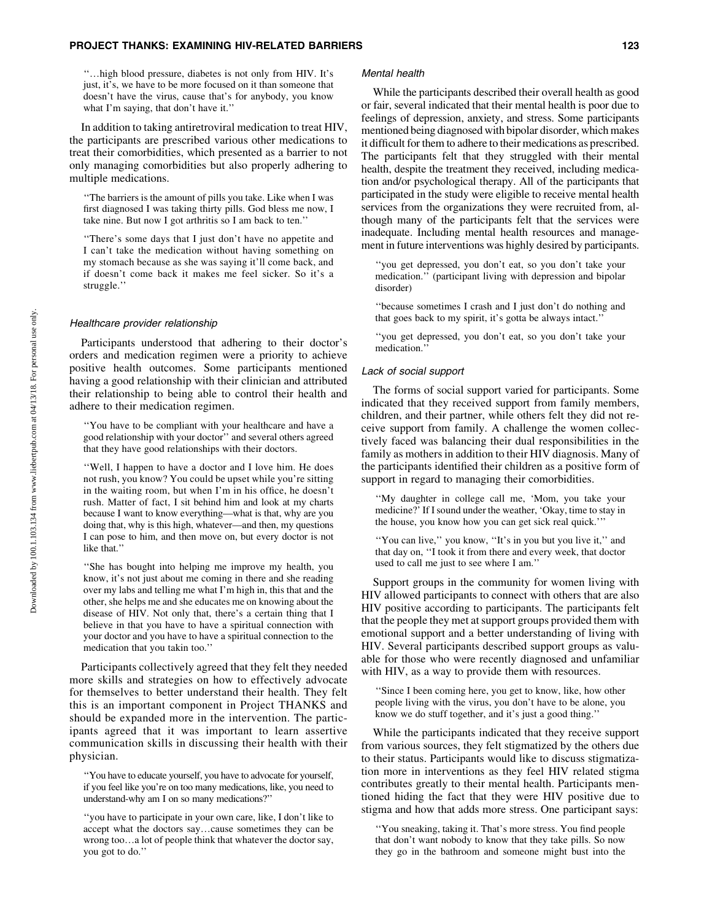"…high blood pressure, diabetes is not only from HIV. It's just, it's, we have to be more focused on it than someone that doesn't have the virus, cause that's for anybody, you know what I'm saying, that don't have it."

In addition to taking antiretroviral medication to treat HIV, the participants are prescribed various other medications to treat their comorbidities, which presented as a barrier to not only managing comorbidities but also properly adhering to multiple medications.

"The barriers is the amount of pills you take. Like when I was first diagnosed I was taking thirty pills. God bless me now, I take nine. But now I got arthritis so I am back to ten."

"There's some days that I just don't have no appetite and I can't take the medication without having something on my stomach because as she was saying it'll come back, and if doesn't come back it makes me feel sicker. So it's a struggle."

### *Healthcare provider relationship*

Participants understood that adhering to their doctor's orders and medication regimen were a priority to achieve positive health outcomes. Some participants mentioned having a good relationship with their clinician and attributed their relationship to being able to control their health and adhere to their medication regimen.

"You have to be compliant with your healthcare and have a good relationship with your doctor" and several others agreed that they have good relationships with their doctors.

"Well, I happen to have a doctor and I love him. He does not rush, you know? You could be upset while you're sitting in the waiting room, but when I'm in his office, he doesn't rush. Matter of fact, I sit behind him and look at my charts because I want to know everything—what is that, why are you doing that, why is this high, whatever—and then, my questions I can pose to him, and then move on, but every doctor is not like that."

"She has bought into helping me improve my health, you know, it's not just about me coming in there and she reading over my labs and telling me what I'm high in, this that and the other, she helps me and she educates me on knowing about the disease of HIV. Not only that, there's a certain thing that I believe in that you have to have a spiritual connection with your doctor and you have to have a spiritual connection to the medication that you takin too."

Participants collectively agreed that they felt they needed more skills and strategies on how to effectively advocate for themselves to better understand their health. They felt this is an important component in Project THANKS and should be expanded more in the intervention. The participants agreed that it was important to learn assertive communication skills in discussing their health with their physician.

"You have to educate yourself, you have to advocate for yourself, if you feel like you're on too many medications, like, you need to understand-why am I on so many medications?"

"you have to participate in your own care, like, I don't like to accept what the doctors say…cause sometimes they can be wrong too…a lot of people think that whatever the doctor say, you got to do."

### *Mental health*

While the participants described their overall health as good or fair, several indicated that their mental health is poor due to feelings of depression, anxiety, and stress. Some participants mentioned being diagnosed with bipolar disorder, which makes it difficult for them to adhere to their medications as prescribed. The participants felt that they struggled with their mental health, despite the treatment they received, including medication and/or psychological therapy. All of the participants that participated in the study were eligible to receive mental health services from the organizations they were recruited from, although many of the participants felt that the services were inadequate. Including mental health resources and management in future interventions was highly desired by participants.

"you get depressed, you don't eat, so you don't take your medication." (participant living with depression and bipolar disorder)

"because sometimes I crash and I just don't do nothing and that goes back to my spirit, it's gotta be always intact."

"you get depressed, you don't eat, so you don't take your medication."

### *Lack of social support*

The forms of social support varied for participants. Some indicated that they received support from family members, children, and their partner, while others felt they did not receive support from family. A challenge the women collectively faced was balancing their dual responsibilities in the family as mothers in addition to their HIV diagnosis. Many of the participants identified their children as a positive form of support in regard to managing their comorbidities.

"My daughter in college call me, 'Mom, you take your medicine?' If I sound under the weather, 'Okay, time to stay in the house, you know how you can get sick real quick.'"

"You can live," you know, "It's in you but you live it," and that day on, "I took it from there and every week, that doctor used to call me just to see where I am."

Support groups in the community for women living with HIV allowed participants to connect with others that are also HIV positive according to participants. The participants felt that the people they met at support groups provided them with emotional support and a better understanding of living with HIV. Several participants described support groups as valuable for those who were recently diagnosed and unfamiliar with HIV, as a way to provide them with resources.

"Since I been coming here, you get to know, like, how other people living with the virus, you don't have to be alone, you know we do stuff together, and it's just a good thing."

While the participants indicated that they receive support from various sources, they felt stigmatized by the others due to their status. Participants would like to discuss stigmatization more in interventions as they feel HIV related stigma contributes greatly to their mental health. Participants mentioned hiding the fact that they were HIV positive due to stigma and how that adds more stress. One participant says:

"You sneaking, taking it. That's more stress. You find people that don't want nobody to know that they take pills. So now they go in the bathroom and someone might bust into the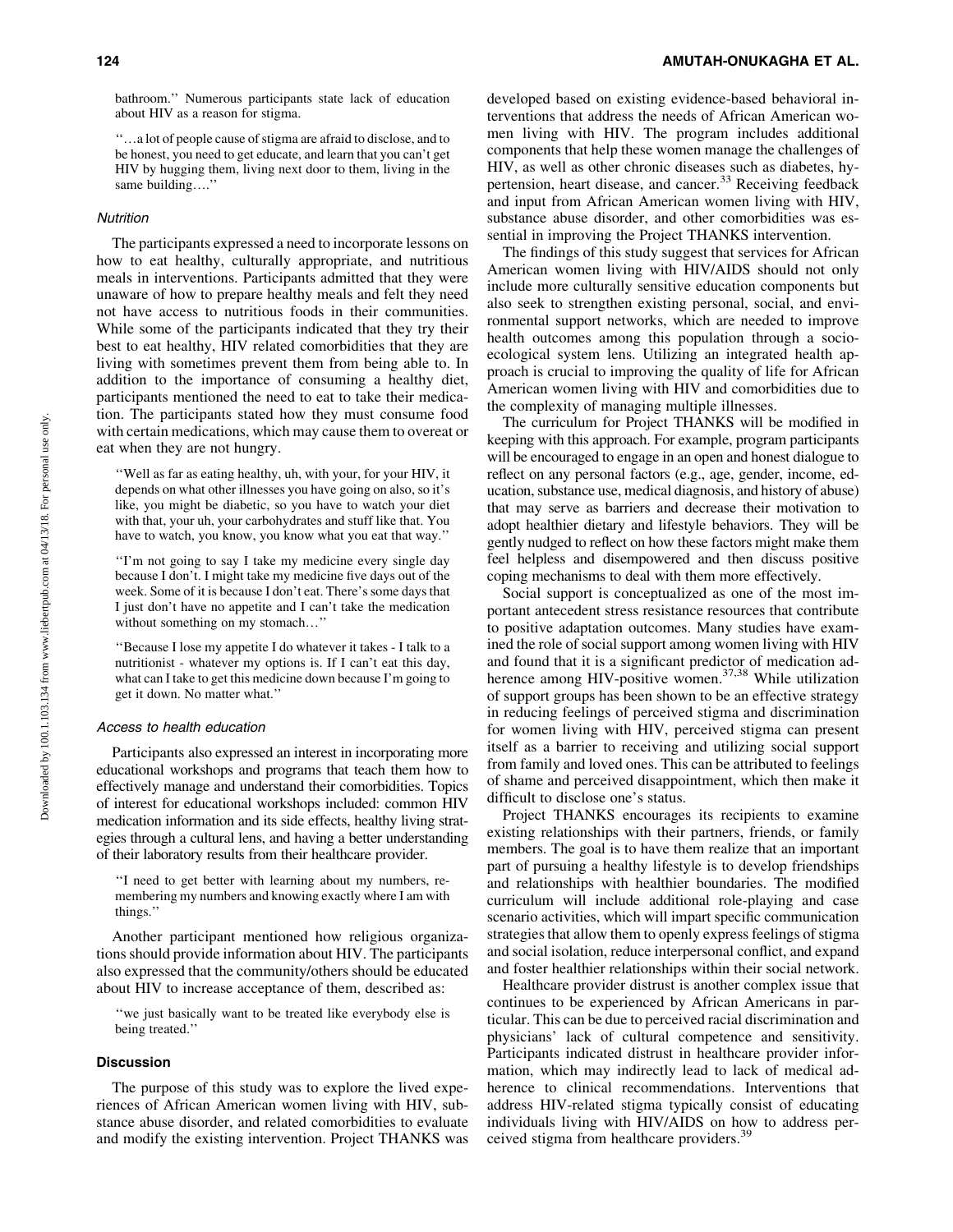bathroom.'' Numerous participants state lack of education about HIV as a reason for stigma.

> ''…a lot of people cause of stigma are afraid to disclose, and to be honest, you need to get educate, and learn that you can't get HIV by hugging them, living next door to them, living in the same building….''

#### *Nutrition*

The participants expressed a need to incorporate lessons on how to eat healthy, culturally appropriate, and nutritious meals in interventions. Participants admitted that they were unaware of how to prepare healthy meals and felt they need not have access to nutritious foods in their communities. While some of the participants indicated that they try their best to eat healthy, HIV related comorbidities that they are living with sometimes prevent them from being able to. In addition to the importance of consuming a healthy diet, participants mentioned the need to eat to take their medication. The participants stated how they must consume food with certain medications, which may cause them to overeat or eat when they are not hungry.

> ''Well as far as eating healthy, uh, with your, for your HIV, it depends on what other illnesses you have going on also, so it's like, you might be diabetic, so you have to watch your diet with that, your uh, your carbohydrates and stuff like that. You have to watch, you know, you know what you eat that way.''

> ''I'm not going to say I take my medicine every single day because I don't. I might take my medicine five days out of the week. Some of it is because I don't eat. There's some days that I just don't have no appetite and I can't take the medication without something on my stomach…''

> ''Because I lose my appetite I do whatever it takes - I talk to a nutritionist - whatever my options is. If I can't eat this day, what can I take to get this medicine down because I'm going to get it down. No matter what.''

#### *Access to health education*

Participants also expressed an interest in incorporating more educational workshops and programs that teach them how to effectively manage and understand their comorbidities. Topics of interest for educational workshops included: common HIV medication information and its side effects, healthy living strategies through a cultural lens, and having a better understanding of their laboratory results from their healthcare provider.

> ''I need to get better with learning about my numbers, remembering my numbers and knowing exactly where I am with things.''

Another participant mentioned how religious organizations should provide information about HIV. The participants also expressed that the community/others should be educated about HIV to increase acceptance of them, described as:

> ''we just basically want to be treated like everybody else is being treated.''

### Discussion

The purpose of this study was to explore the lived experiences of African American women living with HIV, substance abuse disorder, and related comorbidities to evaluate and modify the existing intervention. Project THANKS was developed based on existing evidence-based behavioral interventions that address the needs of African American women living with HIV. The program includes additional components that help these women manage the challenges of HIV, as well as other chronic diseases such as diabetes, hypertension, heart disease, and cancer.[33] Receiving feedback and input from African American women living with HIV, substance abuse disorder, and other comorbidities was essential in improving the Project THANKS intervention.

The findings of this study suggest that services for African American women living with HIV/AIDS should not only include more culturally sensitive education components but also seek to strengthen existing personal, social, and environmental support networks, which are needed to improve health outcomes among this population through a socioecological system lens. Utilizing an integrated health approach is crucial to improving the quality of life for African American women living with HIV and comorbidities due to the complexity of managing multiple illnesses.

The curriculum for Project THANKS will be modified in keeping with this approach. For example, program participants will be encouraged to engage in an open and honest dialogue to reflect on any personal factors (e.g., age, gender, income, education, substance use, medical diagnosis, and history of abuse) that may serve as barriers and decrease their motivation to adopt healthier dietary and lifestyle behaviors. They will be gently nudged to reflect on how these factors might make them feel helpless and disempowered and then discuss positive coping mechanisms to deal with them more effectively.

Social support is conceptualized as one of the most important antecedent stress resistance resources that contribute to positive adaptation outcomes. Many studies have examined the role of social support among women living with HIV and found that it is a significant predictor of medication adherence among HIV-positive women.[37,38] While utilization of support groups has been shown to be an effective strategy in reducing feelings of perceived stigma and discrimination for women living with HIV, perceived stigma can present itself as a barrier to receiving and utilizing social support from family and loved ones. This can be attributed to feelings of shame and perceived disappointment, which then make it difficult to disclose one's status.

Project THANKS encourages its recipients to examine existing relationships with their partners, friends, or family members. The goal is to have them realize that an important part of pursuing a healthy lifestyle is to develop friendships and relationships with healthier boundaries. The modified curriculum will include additional role-playing and case scenario activities, which will impart specific communication strategies that allow them to openly express feelings of stigma and social isolation, reduce interpersonal conflict, and expand and foster healthier relationships within their social network.

Healthcare provider distrust is another complex issue that continues to be experienced by African Americans in particular. This can be due to perceived racial discrimination and physicians' lack of cultural competence and sensitivity. Participants indicated distrust in healthcare provider information, which may indirectly lead to lack of medical adherence to clinical recommendations. Interventions that address HIV-related stigma typically consist of educating individuals living with HIV/AIDS on how to address perceived stigma from healthcare providers.[39]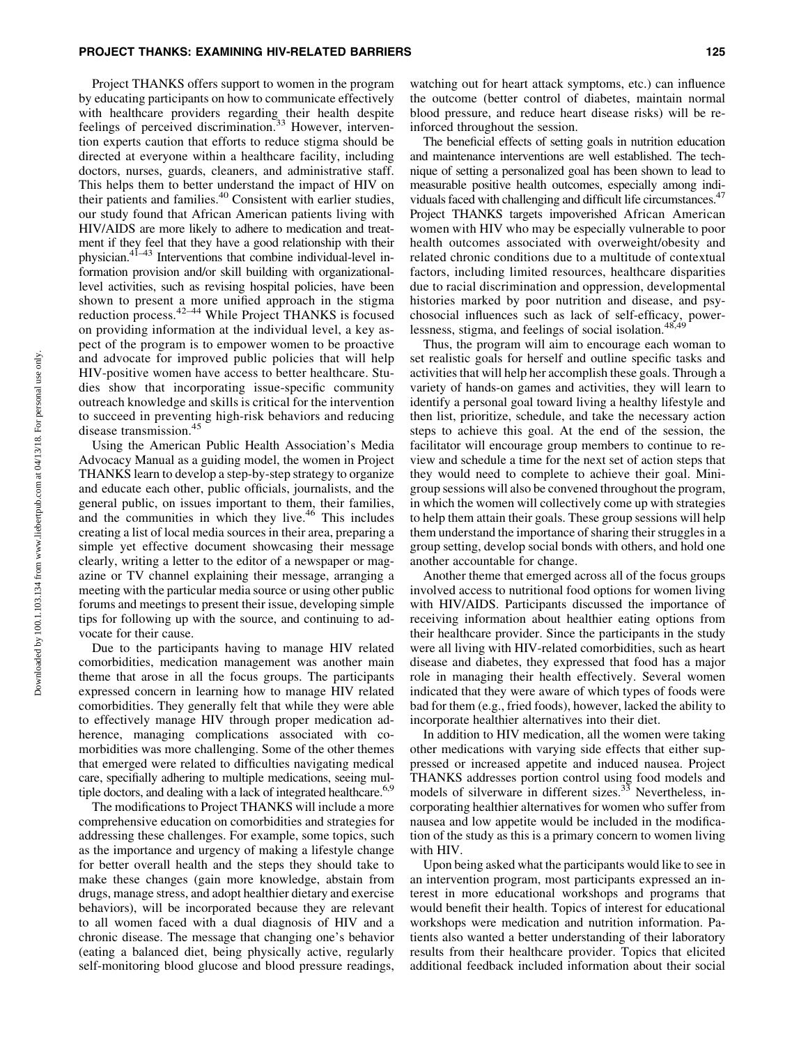Project THANKS offers support to women in the program by educating participants on how to communicate effectively with healthcare providers regarding their health despite feelings of perceived discrimination.[33] However, intervention experts caution that efforts to reduce stigma should be directed at everyone within a healthcare facility, including doctors, nurses, guards, cleaners, and administrative staff. This helps them to better understand the impact of HIV on their patients and families.[40] Consistent with earlier studies, our study found that African American patients living with HIV/AIDS are more likely to adhere to medication and treatment if they feel that they have a good relationship with their physician.[41–43] Interventions that combine individual-level information provision and/or skill building with organizational-level activities, such as revising hospital policies, have been shown to present a more unified approach in the stigma reduction process.[42–44] While Project THANKS is focused on providing information at the individual level, a key aspect of the program is to empower women to be proactive and advocate for improved public policies that will help HIV-positive women have access to better healthcare. Studies show that incorporating issue-specific community outreach knowledge and skills is critical for the intervention to succeed in preventing high-risk behaviors and reducing disease transmission.[45]

Using the American Public Health Association's Media Advocacy Manual as a guiding model, the women in Project THANKS learn to develop a step-by-step strategy to organize and educate each other, public officials, journalists, and the general public, on issues important to them, their families, and the communities in which they live.[46] This includes creating a list of local media sources in their area, preparing a simple yet effective document showcasing their message clearly, writing a letter to the editor of a newspaper or magazine or TV channel explaining their message, arranging a meeting with the particular media source or using other public forums and meetings to present their issue, developing simple tips for following up with the source, and continuing to advocate for their cause.

Due to the participants having to manage HIV related comorbidities, medication management was another main theme that arose in all the focus groups. The participants expressed concern in learning how to manage HIV related comorbidities. They generally felt that while they were able to effectively manage HIV through proper medication adherence, managing complications associated with comorbidities was more challenging. Some of the other themes that emerged were related to difficulties navigating medical care, specifially adhering to multiple medications, seeing multiple doctors, and dealing with a lack of integrated healthcare.[6,9]

The modifications to Project THANKS will include a more comprehensive education on comorbidities and strategies for addressing these challenges. For example, some topics, such as the importance and urgency of making a lifestyle change for better overall health and the steps they should take to make these changes (gain more knowledge, abstain from drugs, manage stress, and adopt healthier dietary and exercise behaviors), will be incorporated because they are relevant to all women faced with a dual diagnosis of HIV and a chronic disease. The message that changing one's behavior (eating a balanced diet, being physically active, regularly self-monitoring blood glucose and blood pressure readings, watching out for heart attack symptoms, etc.) can influence the outcome (better control of diabetes, maintain normal blood pressure, and reduce heart disease risks) will be reinforced throughout the session.

The beneficial effects of setting goals in nutrition education and maintenance interventions are well established. The technique of setting a personalized goal has been shown to lead to measurable positive health outcomes, especially among individuals faced with challenging and difficult life circumstances.[47] Project THANKS targets impoverished African American women with HIV who may be especially vulnerable to poor health outcomes associated with overweight/obesity and related chronic conditions due to a multitude of contextual factors, including limited resources, healthcare disparities due to racial discrimination and oppression, developmental histories marked by poor nutrition and disease, and psychosocial influences such as lack of self-efficacy, powerlessness, stigma, and feelings of social isolation.[48,49]

Thus, the program will aim to encourage each woman to set realistic goals for herself and outline specific tasks and activities that will help her accomplish these goals. Through a variety of hands-on games and activities, they will learn to identify a personal goal toward living a healthy lifestyle and then list, prioritize, schedule, and take the necessary action steps to achieve this goal. At the end of the session, the facilitator will encourage group members to continue to review and schedule a time for the next set of action steps that they would need to complete to achieve their goal. Mini-group sessions will also be convened throughout the program, in which the women will collectively come up with strategies to help them attain their goals. These group sessions will help them understand the importance of sharing their struggles in a group setting, develop social bonds with others, and hold one another accountable for change.

Another theme that emerged across all of the focus groups involved access to nutritional food options for women living with HIV/AIDS. Participants discussed the importance of receiving information about healthier eating options from their healthcare provider. Since the participants in the study were all living with HIV-related comorbidities, such as heart disease and diabetes, they expressed that food has a major role in managing their health effectively. Several women indicated that they were aware of which types of foods were bad for them (e.g., fried foods), however, lacked the ability to incorporate healthier alternatives into their diet.

In addition to HIV medication, all the women were taking other medications with varying side effects that either suppressed or increased appetite and induced nausea. Project THANKS addresses portion control using food models and models of silverware in different sizes.[33] Nevertheless, incorporating healthier alternatives for women who suffer from nausea and low appetite would be included in the modification of the study as this is a primary concern to women living with HIV.

Upon being asked what the participants would like to see in an intervention program, most participants expressed an interest in more educational workshops and programs that would benefit their health. Topics of interest for educational workshops were medication and nutrition information. Patients also wanted a better understanding of their laboratory results from their healthcare provider. Topics that elicited additional feedback included information about their social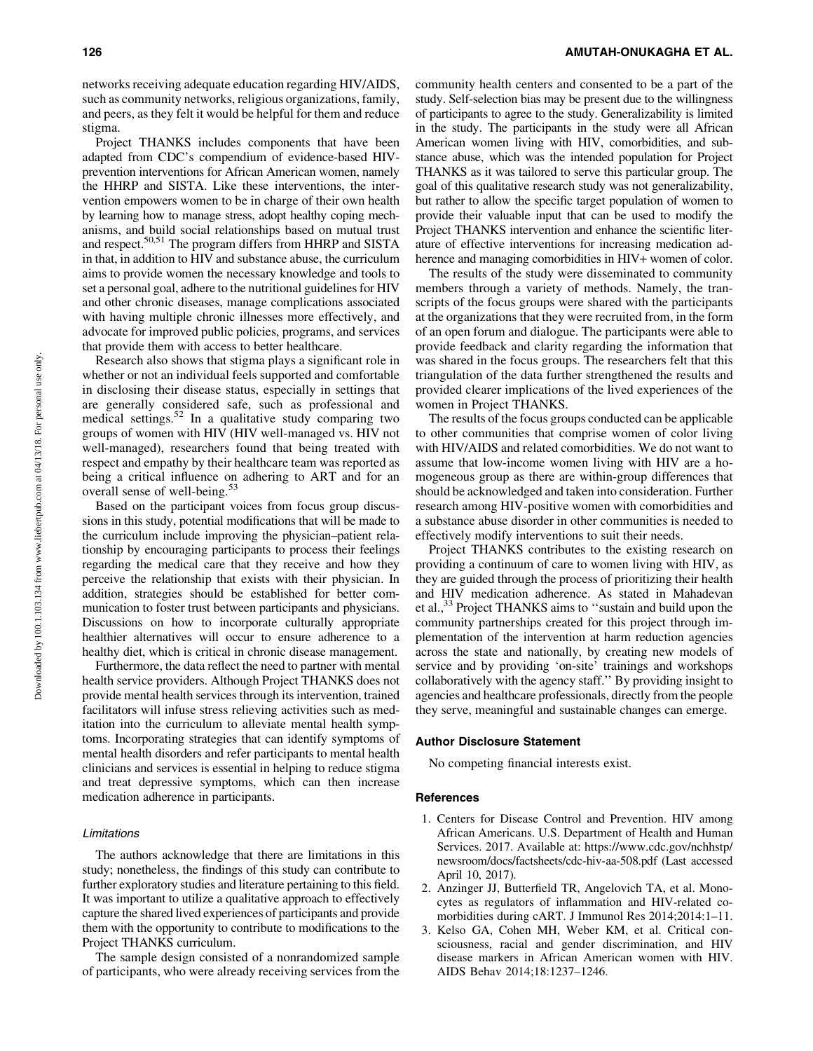networks receiving adequate education regarding HIV/AIDS, such as community networks, religious organizations, family, and peers, as they felt it would be helpful for them and reduce stigma.

Project THANKS includes components that have been adapted from CDC's compendium of evidence-based HIV-prevention interventions for African American women, namely the HHRP and SISTA. Like these interventions, the intervention empowers women to be in charge of their own health by learning how to manage stress, adopt healthy coping mechanisms, and build social relationships based on mutual trust and respect.[50,51] The program differs from HHRP and SISTA in that, in addition to HIV and substance abuse, the curriculum aims to provide women the necessary knowledge and tools to set a personal goal, adhere to the nutritional guidelines for HIV and other chronic diseases, manage complications associated with having multiple chronic illnesses more effectively, and advocate for improved public policies, programs, and services that provide them with access to better healthcare.

Research also shows that stigma plays a significant role in whether or not an individual feels supported and comfortable in disclosing their disease status, especially in settings that are generally considered safe, such as professional and medical settings.[52] In a qualitative study comparing two groups of women with HIV (HIV well-managed vs. HIV not well-managed), researchers found that being treated with respect and empathy by their healthcare team was reported as being a critical influence on adhering to ART and for an overall sense of well-being.[53]

Based on the participant voices from focus group discussions in this study, potential modifications that will be made to the curriculum include improving the physician–patient relationship by encouraging participants to process their feelings regarding the medical care that they receive and how they perceive the relationship that exists with their physician. In addition, strategies should be established for better communication to foster trust between participants and physicians. Discussions on how to incorporate culturally appropriate healthier alternatives will occur to ensure adherence to a healthy diet, which is critical in chronic disease management.

Furthermore, the data reflect the need to partner with mental health service providers. Although Project THANKS does not provide mental health services through its intervention, trained facilitators will infuse stress relieving activities such as meditation into the curriculum to alleviate mental health symptoms. Incorporating strategies that can identify symptoms of mental health disorders and refer participants to mental health clinicians and services is essential in helping to reduce stigma and treat depressive symptoms, which can then increase medication adherence in participants.

### *Limitations*

The authors acknowledge that there are limitations in this study; nonetheless, the findings of this study can contribute to further exploratory studies and literature pertaining to this field. It was important to utilize a qualitative approach to effectively capture the shared lived experiences of participants and provide them with the opportunity to contribute to modifications to the Project THANKS curriculum.

The sample design consisted of a nonrandomized sample of participants, who were already receiving services from the community health centers and consented to be a part of the study. Self-selection bias may be present due to the willingness of participants to agree to the study. Generalizability is limited in the study. The participants in the study were all African American women living with HIV, comorbidities, and substance abuse, which was the intended population for Project THANKS as it was tailored to serve this particular group. The goal of this qualitative research study was not generalizability, but rather to allow the specific target population of women to provide their valuable input that can be used to modify the Project THANKS intervention and enhance the scientific literature of effective interventions for increasing medication adherence and managing comorbidities in HIV+ women of color.

The results of the study were disseminated to community members through a variety of methods. Namely, the transcripts of the focus groups were shared with the participants at the organizations that they were recruited from, in the form of an open forum and dialogue. The participants were able to provide feedback and clarity regarding the information that was shared in the focus groups. The researchers felt that this triangulation of the data further strengthened the results and provided clearer implications of the lived experiences of the women in Project THANKS.

The results of the focus groups conducted can be applicable to other communities that comprise women of color living with HIV/AIDS and related comorbidities. We do not want to assume that low-income women living with HIV are a homogeneous group as there are within-group differences that should be acknowledged and taken into consideration. Further research among HIV-positive women with comorbidities and a substance abuse disorder in other communities is needed to effectively modify interventions to suit their needs.

Project THANKS contributes to the existing research on providing a continuum of care to women living with HIV, as they are guided through the process of prioritizing their health and HIV medication adherence. As stated in Mahadevan et al.,[33] Project THANKS aims to ''sustain and build upon the community partnerships created for this project through implementation of the intervention at harm reduction agencies across the state and nationally, by creating new models of service and by providing 'on-site' trainings and workshops collaboratively with the agency staff.'' By providing insight to agencies and healthcare professionals, directly from the people they serve, meaningful and sustainable changes can emerge.

## Author Disclosure Statement

No competing financial interests exist.

## References

1. Centers for Disease Control and Prevention. HIV among African Americans. U.S. Department of Health and Human Services. 2017. Available at: https://www.cdc.gov/nchhstp/newsroom/docs/factsheets/cdc-hiv-aa-508.pdf (Last accessed April 10, 2017).
2. Anzinger JJ, Butterfield TR, Angelovich TA, et al. Monocytes as regulators of inflammation and HIV-related comorbidities during cART. J Immunol Res 2014;2014:1–11.
3. Kelso GA, Cohen MH, Weber KM, et al. Critical consciousness, racial and gender discrimination, and HIV disease markers in African American women with HIV. AIDS Behav 2014;18:1237–1246.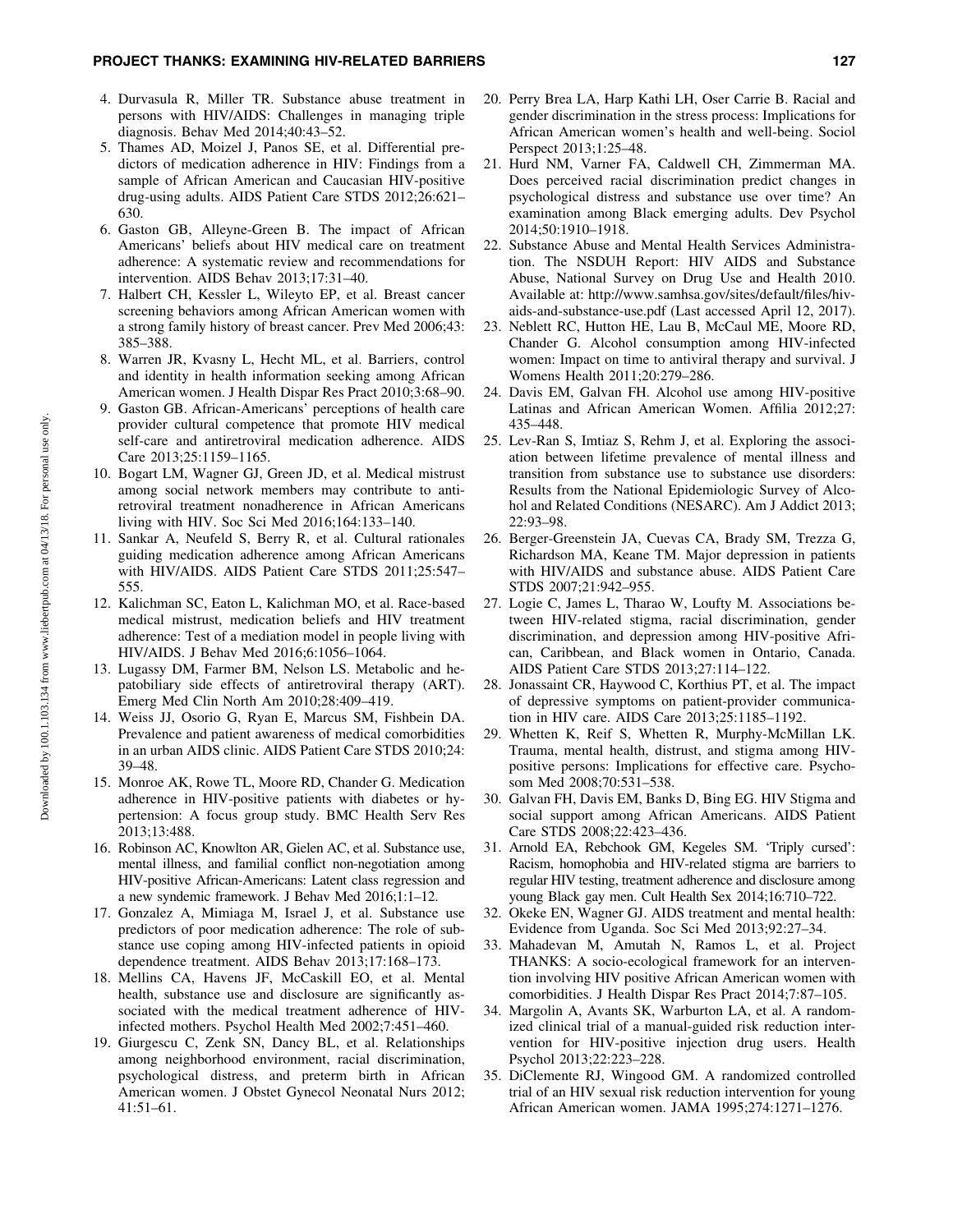4. Durvasula R, Miller TR. Substance abuse treatment in persons with HIV/AIDS: Challenges in managing triple diagnosis. Behav Med 2014;40:43–52.
5. Thames AD, Moizel J, Panos SE, et al. Differential predictors of medication adherence in HIV: Findings from a sample of African American and Caucasian HIV-positive drug-using adults. AIDS Patient Care STDS 2012;26:621–630.
6. Gaston GB, Alleyne-Green B. The impact of African Americans' beliefs about HIV medical care on treatment adherence: A systematic review and recommendations for intervention. AIDS Behav 2013;17:31–40.
7. Halbert CH, Kessler L, Wileyto EP, et al. Breast cancer screening behaviors among African American women with a strong family history of breast cancer. Prev Med 2006;43: 385–388.
8. Warren JR, Kvasny L, Hecht ML, et al. Barriers, control and identity in health information seeking among African American women. J Health Dispar Res Pract 2010;3:68–90.
9. Gaston GB. African-Americans' perceptions of health care provider cultural competence that promote HIV medical self-care and antiretroviral medication adherence. AIDS Care 2013;25:1159–1165.
10. Bogart LM, Wagner GJ, Green JD, et al. Medical mistrust among social network members may contribute to antiretroviral treatment nonadherence in African Americans living with HIV. Soc Sci Med 2016;164:133–140.
11. Sankar A, Neufeld S, Berry R, et al. Cultural rationales guiding medication adherence among African Americans with HIV/AIDS. AIDS Patient Care STDS 2011;25:547–555.
12. Kalichman SC, Eaton L, Kalichman MO, et al. Race-based medical mistrust, medication beliefs and HIV treatment adherence: Test of a mediation model in people living with HIV/AIDS. J Behav Med 2016;6:1056–1064.
13. Lugassy DM, Farmer BM, Nelson LS. Metabolic and hepatobiliary side effects of antiretroviral therapy (ART). Emerg Med Clin North Am 2010;28:409–419.
14. Weiss JJ, Osorio G, Ryan E, Marcus SM, Fishbein DA. Prevalence and patient awareness of medical comorbidities in an urban AIDS clinic. AIDS Patient Care STDS 2010;24: 39–48.
15. Monroe AK, Rowe TL, Moore RD, Chander G. Medication adherence in HIV-positive patients with diabetes or hypertension: A focus group study. BMC Health Serv Res 2013;13:488.
16. Robinson AC, Knowlton AR, Gielen AC, et al. Substance use, mental illness, and familial conflict non-negotiation among HIV-positive African-Americans: Latent class regression and a new syndemic framework. J Behav Med 2016;1:1–12.
17. Gonzalez A, Mimiaga M, Israel J, et al. Substance use predictors of poor medication adherence: The role of substance use coping among HIV-infected patients in opioid dependence treatment. AIDS Behav 2013;17:168–173.
18. Mellins CA, Havens JF, McCaskill EO, et al. Mental health, substance use and disclosure are significantly associated with the medical treatment adherence of HIV-infected mothers. Psychol Health Med 2002;7:451–460.
19. Giurgescu C, Zenk SN, Dancy BL, et al. Relationships among neighborhood environment, racial discrimination, psychological distress, and preterm birth in African American women. J Obstet Gynecol Neonatal Nurs 2012; 41:51–61.
20. Perry Brea LA, Harp Kathi LH, Oser Carrie B. Racial and gender discrimination in the stress process: Implications for African American women's health and well-being. Sociol Perspect 2013;1:25–48.
21. Hurd NM, Varner FA, Caldwell CH, Zimmerman MA. Does perceived racial discrimination predict changes in psychological distress and substance use over time? An examination among Black emerging adults. Dev Psychol 2014;50:1910–1918.
22. Substance Abuse and Mental Health Services Administration. The NSDUH Report: HIV AIDS and Substance Abuse, National Survey on Drug Use and Health 2010. Available at: http://www.samhsa.gov/sites/default/files/hiv-aids-and-substance-use.pdf (Last accessed April 12, 2017).
23. Neblett RC, Hutton HE, Lau B, McCaul ME, Moore RD, Chander G. Alcohol consumption among HIV-infected women: Impact on time to antiviral therapy and survival. J Womens Health 2011;20:279–286.
24. Davis EM, Galvan FH. Alcohol use among HIV-positive Latinas and African American Women. Affilia 2012;27: 435–448.
25. Lev-Ran S, Imtiaz S, Rehm J, et al. Exploring the association between lifetime prevalence of mental illness and transition from substance use to substance use disorders: Results from the National Epidemiologic Survey of Alcohol and Related Conditions (NESARC). Am J Addict 2013; 22:93–98.
26. Berger-Greenstein JA, Cuevas CA, Brady SM, Trezza G, Richardson MA, Keane TM. Major depression in patients with HIV/AIDS and substance abuse. AIDS Patient Care STDS 2007;21:942–955.
27. Logie C, James L, Tharao W, Loufty M. Associations between HIV-related stigma, racial discrimination, gender discrimination, and depression among HIV-positive African, Caribbean, and Black women in Ontario, Canada. AIDS Patient Care STDS 2013;27:114–122.
28. Jonassaint CR, Haywood C, Korthius PT, et al. The impact of depressive symptoms on patient-provider communication in HIV care. AIDS Care 2013;25:1185–1192.
29. Whetten K, Reif S, Whetten R, Murphy-McMillan LK. Trauma, mental health, distrust, and stigma among HIV-positive persons: Implications for effective care. Psychosom Med 2008;70:531–538.
30. Galvan FH, Davis EM, Banks D, Bing EG. HIV Stigma and social support among African Americans. AIDS Patient Care STDS 2008;22:423–436.
31. Arnold EA, Rebchook GM, Kegeles SM. 'Triply cursed': Racism, homophobia and HIV-related stigma are barriers to regular HIV testing, treatment adherence and disclosure among young Black gay men. Cult Health Sex 2014;16:710–722.
32. Okeke EN, Wagner GJ. AIDS treatment and mental health: Evidence from Uganda. Soc Sci Med 2013;92:27–34.
33. Mahadevan M, Amutah N, Ramos L, et al. Project THANKS: A socio-ecological framework for an intervention involving HIV positive African American women with comorbidities. J Health Dispar Res Pract 2014;7:87–105.
34. Margolin A, Avants SK, Warburton LA, et al. A randomized clinical trial of a manual-guided risk reduction intervention for HIV-positive injection drug users. Health Psychol 2013;22:223–228.
35. DiClemente RJ, Wingood GM. A randomized controlled trial of an HIV sexual risk reduction intervention for young African American women. JAMA 1995;274:1271–1276.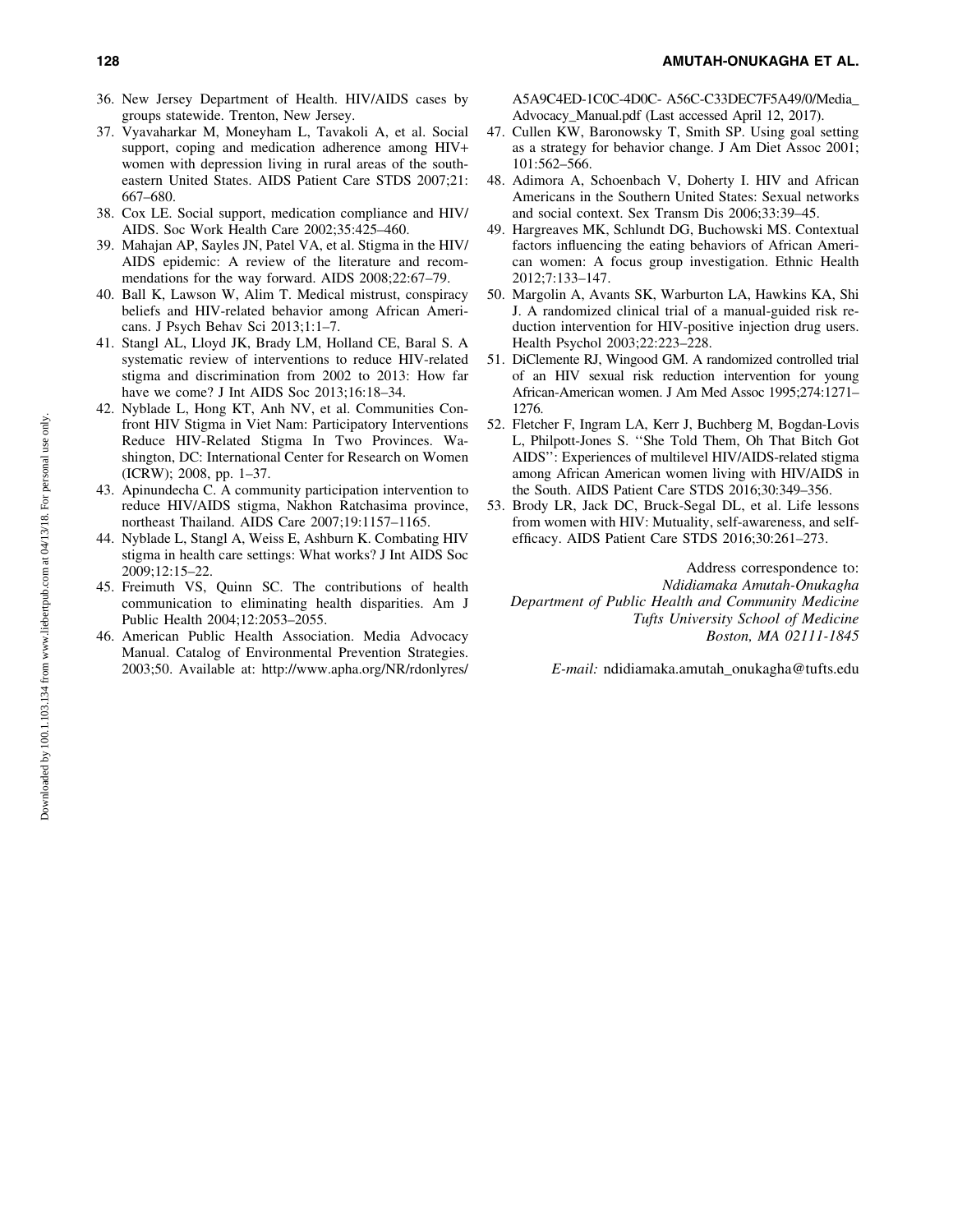36. New Jersey Department of Health. HIV/AIDS cases by groups statewide. Trenton, New Jersey.
37. Vyavaharkar M, Moneyham L, Tavakoli A, et al. Social support, coping and medication adherence among HIV+ women with depression living in rural areas of the southeastern United States. AIDS Patient Care STDS 2007;21: 667–680.
38. Cox LE. Social support, medication compliance and HIV/ AIDS. Soc Work Health Care 2002;35:425–460.
39. Mahajan AP, Sayles JN, Patel VA, et al. Stigma in the HIV/ AIDS epidemic: A review of the literature and recommendations for the way forward. AIDS 2008;22:67–79.
40. Ball K, Lawson W, Alim T. Medical mistrust, conspiracy beliefs and HIV-related behavior among African Americans. J Psych Behav Sci 2013;1:1–7.
41. Stangl AL, Lloyd JK, Brady LM, Holland CE, Baral S. A systematic review of interventions to reduce HIV-related stigma and discrimination from 2002 to 2013: How far have we come? J Int AIDS Soc 2013;16:18–34.
42. Nyblade L, Hong KT, Anh NV, et al. Communities Confront HIV Stigma in Viet Nam: Participatory Interventions Reduce HIV-Related Stigma In Two Provinces. Washington, DC: International Center for Research on Women (ICRW); 2008, pp. 1–37.
43. Apinundecha C. A community participation intervention to reduce HIV/AIDS stigma, Nakhon Ratchasima province, northeast Thailand. AIDS Care 2007;19:1157–1165.
44. Nyblade L, Stangl A, Weiss E, Ashburn K. Combating HIV stigma in health care settings: What works? J Int AIDS Soc 2009;12:15–22.
45. Freimuth VS, Quinn SC. The contributions of health communication to eliminating health disparities. Am J Public Health 2004;12:2053–2055.
46. American Public Health Association. Media Advocacy Manual. Catalog of Environmental Prevention Strategies. 2003;50. Available at: http://www.apha.org/NR/rdonlyres/A5A9C4ED-1C0C-4D0C- A56C-C33DEC7F5A49/0/Media_Advocacy_Manual.pdf (Last accessed April 12, 2017).
47. Cullen KW, Baronowsky T, Smith SP. Using goal setting as a strategy for behavior change. J Am Diet Assoc 2001; 101:562–566.
48. Adimora A, Schoenbach V, Doherty I. HIV and African Americans in the Southern United States: Sexual networks and social context. Sex Transm Dis 2006;33:39–45.
49. Hargreaves MK, Schlundt DG, Buchowski MS. Contextual factors influencing the eating behaviors of African American women: A focus group investigation. Ethnic Health 2012;7:133–147.
50. Margolin A, Avants SK, Warburton LA, Hawkins KA, Shi J. A randomized clinical trial of a manual-guided risk reduction intervention for HIV-positive injection drug users. Health Psychol 2003;22:223–228.
51. DiClemente RJ, Wingood GM. A randomized controlled trial of an HIV sexual risk reduction intervention for young African-American women. J Am Med Assoc 1995;274:1271–1276.
52. Fletcher F, Ingram LA, Kerr J, Buchberg M, Bogdan-Lovis L, Philpott-Jones S. ''She Told Them, Oh That Bitch Got AIDS'': Experiences of multilevel HIV/AIDS-related stigma among African American women living with HIV/AIDS in the South. AIDS Patient Care STDS 2016;30:349–356.
53. Brody LR, Jack DC, Bruck-Segal DL, et al. Life lessons from women with HIV: Mutuality, self-awareness, and self-efficacy. AIDS Patient Care STDS 2016;30:261–273.

Address correspondence to:
*Ndidiamaka Amutah-Onukagha*
*Department of Public Health and Community Medicine*
*Tufts University School of Medicine*
*Boston, MA 02111-1845*

*E-mail:* ndidiamaka.amutah_onukagha@tufts.edu